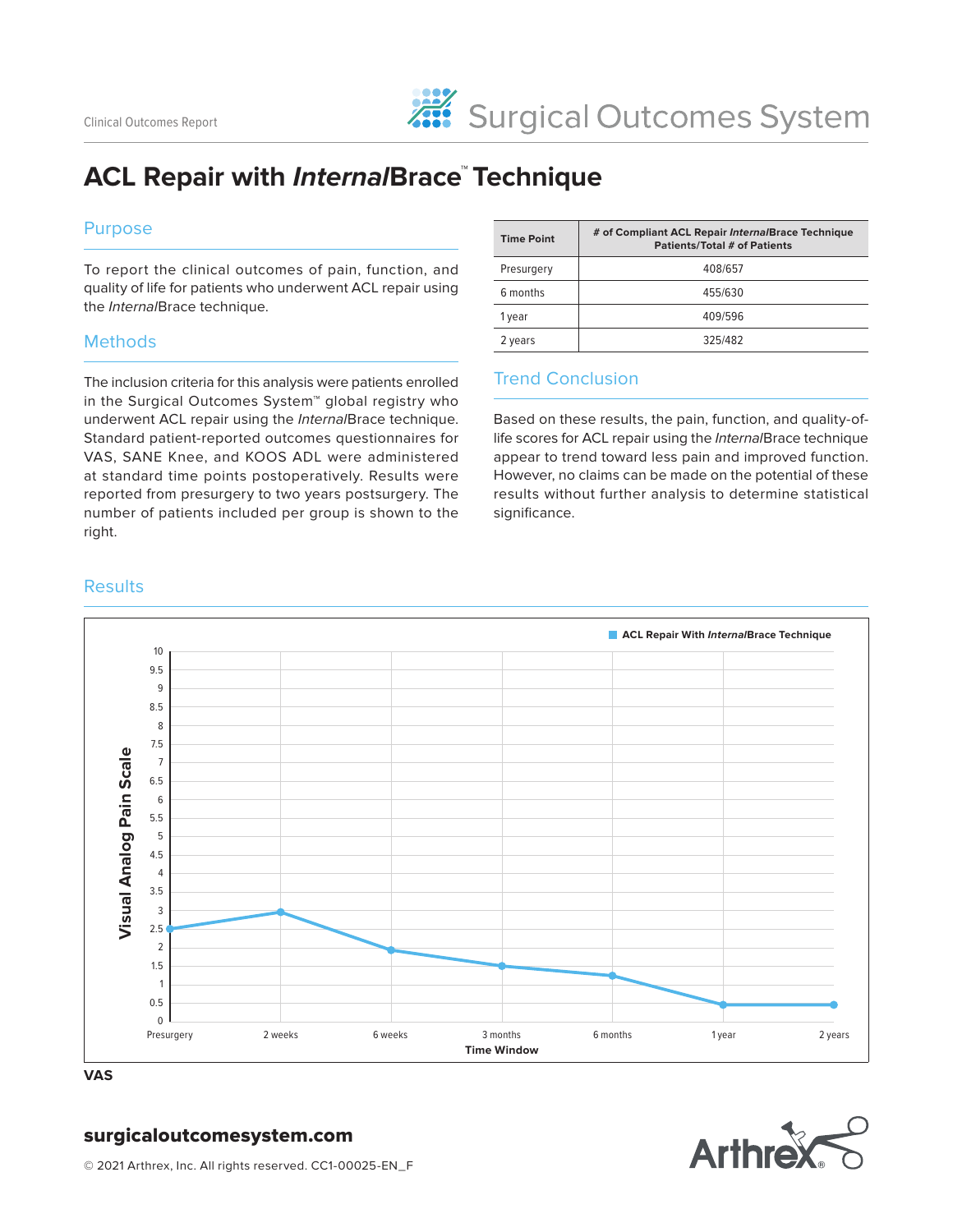Clinical Outcomes Report

Surgical Outcomes System

# ACL Repair with *Internal*Brace™ Technique

## Purpose

To report the clinical outcomes of pain, function, and quality of life for patients who underwent ACL repair using the *Internal*Brace technique.

## Methods

The inclusion criteria for this analysis were patients enrolled in the Surgical Outcomes System™ global registry who underwent ACL repair using the *Internal*Brace technique. Standard patient-reported outcomes questionnaires for VAS, SANE Knee, and KOOS ADL were administered at standard time points postoperatively. Results were reported from presurgery to two years postsurgery. The number of patients included per group is shown to the right.

| Time Point | # of Compliant ACL Repair *Internal*Brace Technique Patients/Total # of Patients |
|---|---|
| Presurgery | 408/657 |
| 6 months | 455/630 |
| 1 year | 409/596 |
| 2 years | 325/482 |

## Trend Conclusion

Based on these results, the pain, function, and quality-of-life scores for ACL repair using the *Internal*Brace technique appear to trend toward less pain and improved function. However, no claims can be made on the potential of these results without further analysis to determine statistical significance.

## Results

**ACL Repair With *Internal*Brace Technique**

| Time Window | Visual Analog Pain Scale |
|---|---|
| Presurgery | 2.5 |
| 2 weeks | 2.95 |
| 6 weeks | 1.95 |
| 3 months | 1.5 |
| 6 months | 1.25 |
| 1 year | 0.47 |
| 2 years | 0.47 |

**VAS**

**surgicaloutcomesystem.com**

© 2021 Arthrex, Inc. All rights reserved. CC1-00025-EN_F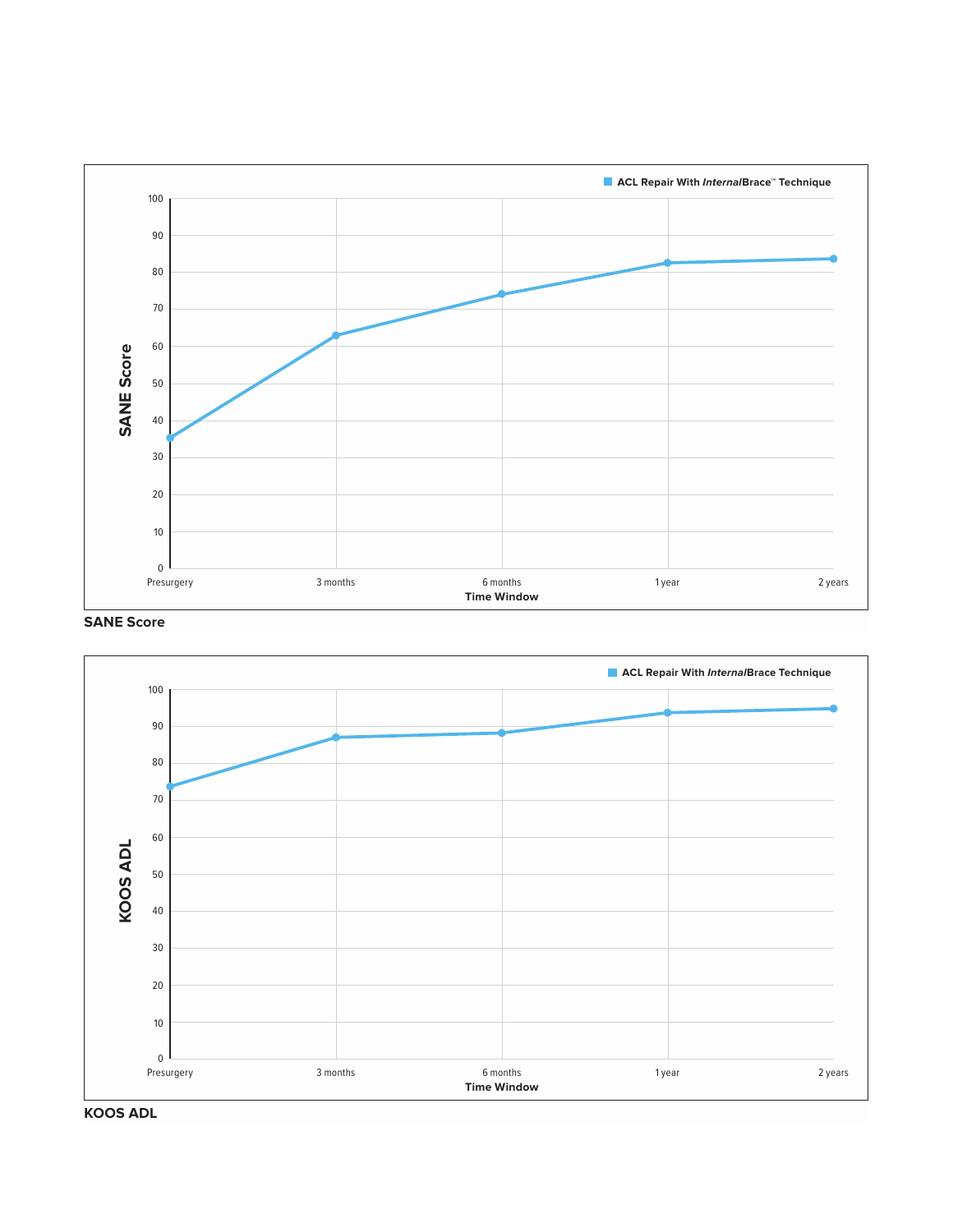**SANE Score**

**KOOS ADL**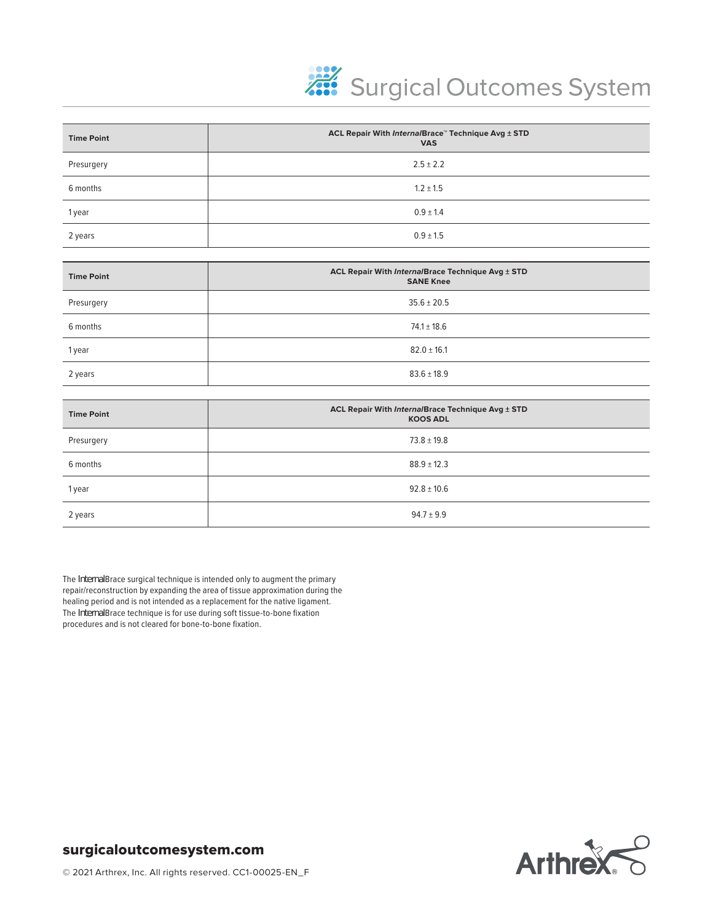# Surgical Outcomes System

| Time Point | ACL Repair With *Internal*Brace™ Technique Avg ± STD VAS |
|---|---|
| Presurgery | 2.5 ± 2.2 |
| 6 months | 1.2 ± 1.5 |
| 1 year | 0.9 ± 1.4 |
| 2 years | 0.9 ± 1.5 |

| Time Point | ACL Repair With *Internal*Brace Technique Avg ± STD SANE Knee |
|---|---|
| Presurgery | 35.6 ± 20.5 |
| 6 months | 74.1 ± 18.6 |
| 1 year | 82.0 ± 16.1 |
| 2 years | 83.6 ± 18.9 |

| Time Point | ACL Repair With *Internal*Brace Technique Avg ± STD KOOS ADL |
|---|---|
| Presurgery | 73.8 ± 19.8 |
| 6 months | 88.9 ± 12.3 |
| 1 year | 92.8 ± 10.6 |
| 2 years | 94.7 ± 9.9 |

The InternalBrace surgical technique is intended only to augment the primary repair/reconstruction by expanding the area of tissue approximation during the healing period and is not intended as a replacement for the native ligament. The InternalBrace technique is for use during soft tissue-to-bone fixation procedures and is not cleared for bone-to-bone fixation.

**surgicaloutcomesystem.com**

© 2021 Arthrex, Inc. All rights reserved. CC1-00025-EN_F